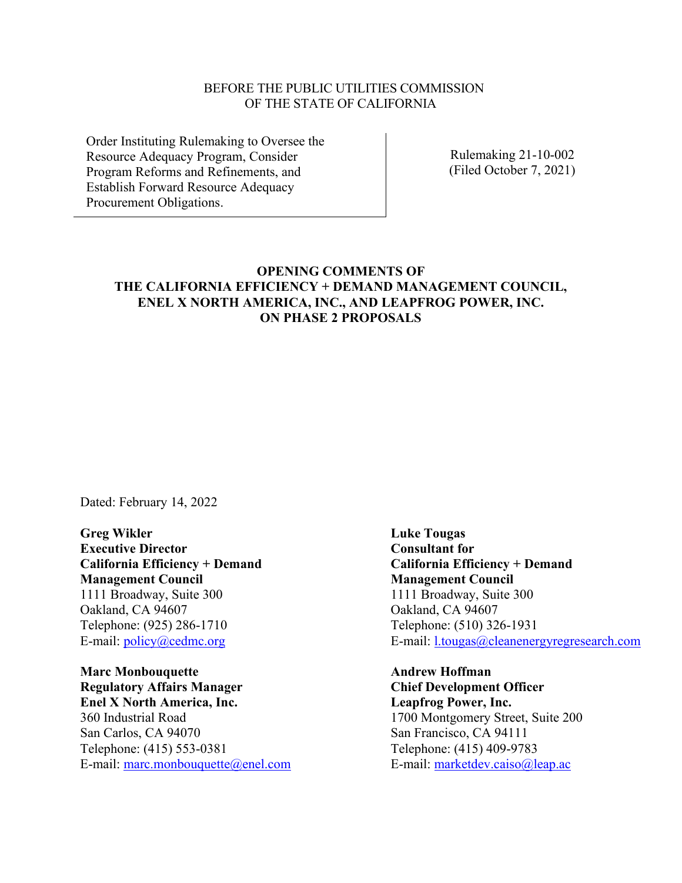BEFORE THE PUBLIC UTILITIES COMMISSION
OF THE STATE OF CALIFORNIA

| Order Instituting Rulemaking to Oversee the Resource Adequacy Program, Consider Program Reforms and Refinements, and Establish Forward Resource Adequacy Procurement Obligations. | Rulemaking 21-10-002 (Filed October 7, 2021) |
| --- | --- |

**OPENING COMMENTS OF**
**THE CALIFORNIA EFFICIENCY + DEMAND MANAGEMENT COUNCIL,**
**ENEL X NORTH AMERICA, INC., AND LEAPFROG POWER, INC.**
**ON PHASE 2 PROPOSALS**

Dated: February 14, 2022

**Greg Wikler**
**Executive Director**
**California Efficiency + Demand Management Council**
1111 Broadway, Suite 300
Oakland, CA 94607
Telephone: (925) 286-1710
E-mail: policy@cedmc.org

**Luke Tougas**
**Consultant for**
**California Efficiency + Demand Management Council**
1111 Broadway, Suite 300
Oakland, CA 94607
Telephone: (510) 326-1931
E-mail: l.tougas@cleanenergyregresearch.com

**Marc Monbouquette**
**Regulatory Affairs Manager**
**Enel X North America, Inc.**
360 Industrial Road
San Carlos, CA 94070
Telephone: (415) 553-0381
E-mail: marc.monbouquette@enel.com

**Andrew Hoffman**
**Chief Development Officer**
**Leapfrog Power, Inc.**
1700 Montgomery Street, Suite 200
San Francisco, CA 94111
Telephone: (415) 409-9783
E-mail: marketdev.caiso@leap.ac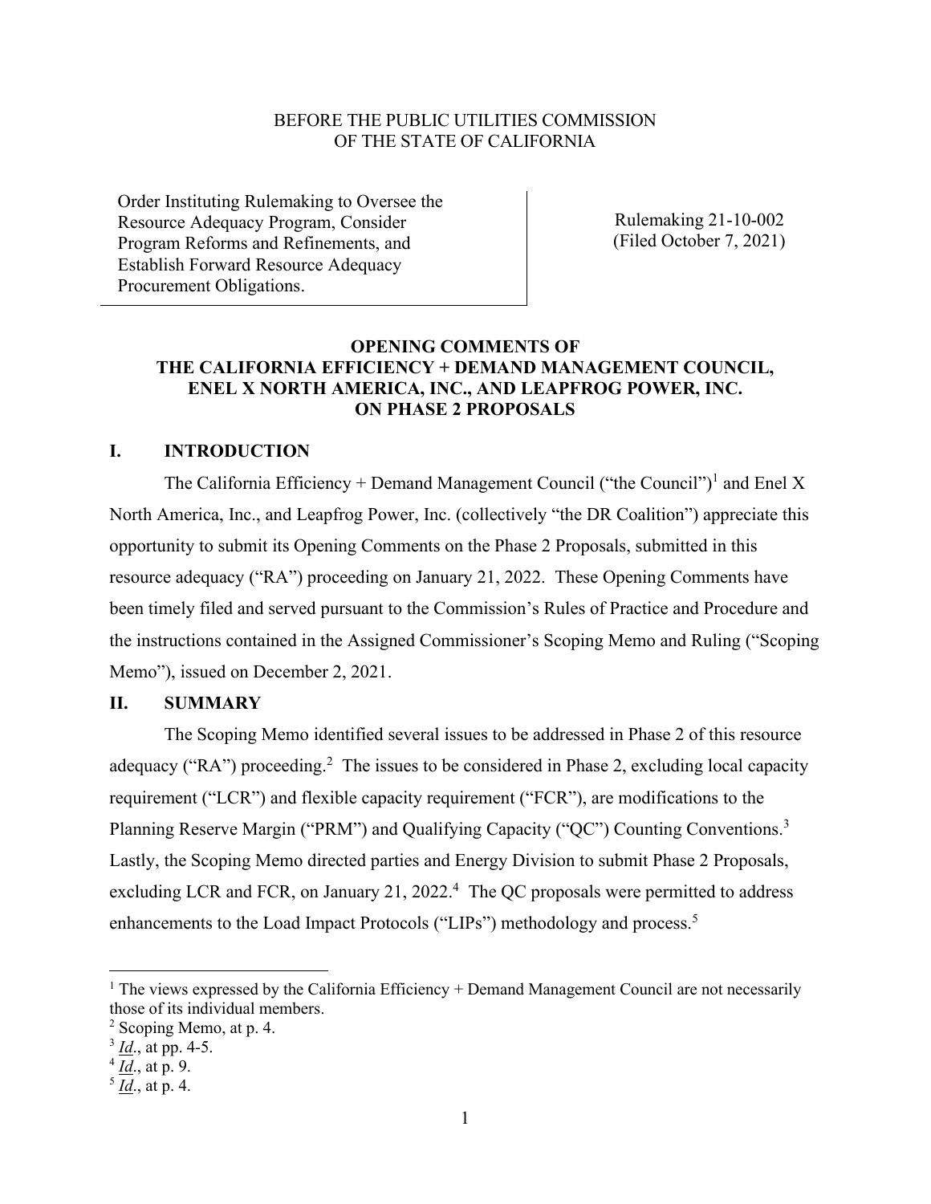BEFORE THE PUBLIC UTILITIES COMMISSION
OF THE STATE OF CALIFORNIA

| Order Instituting Rulemaking to Oversee the Resource Adequacy Program, Consider Program Reforms and Refinements, and Establish Forward Resource Adequacy Procurement Obligations. | Rulemaking 21-10-002 (Filed October 7, 2021) |
|---|---|

**OPENING COMMENTS OF
THE CALIFORNIA EFFICIENCY + DEMAND MANAGEMENT COUNCIL,
ENEL X NORTH AMERICA, INC., AND LEAPFROG POWER, INC.
ON PHASE 2 PROPOSALS**

## I. INTRODUCTION

The California Efficiency + Demand Management Council ("the Council")[1] and Enel X North America, Inc., and Leapfrog Power, Inc. (collectively "the DR Coalition") appreciate this opportunity to submit its Opening Comments on the Phase 2 Proposals, submitted in this resource adequacy ("RA") proceeding on January 21, 2022. These Opening Comments have been timely filed and served pursuant to the Commission's Rules of Practice and Procedure and the instructions contained in the Assigned Commissioner's Scoping Memo and Ruling ("Scoping Memo"), issued on December 2, 2021.

## II. SUMMARY

The Scoping Memo identified several issues to be addressed in Phase 2 of this resource adequacy ("RA") proceeding.[2] The issues to be considered in Phase 2, excluding local capacity requirement ("LCR") and flexible capacity requirement ("FCR"), are modifications to the Planning Reserve Margin ("PRM") and Qualifying Capacity ("QC") Counting Conventions.[3] Lastly, the Scoping Memo directed parties and Energy Division to submit Phase 2 Proposals, excluding LCR and FCR, on January 21, 2022.[4] The QC proposals were permitted to address enhancements to the Load Impact Protocols ("LIPs") methodology and process.[5]

---

[1] The views expressed by the California Efficiency + Demand Management Council are not necessarily those of its individual members.

[2] Scoping Memo, at p. 4.

[3] *Id*., at pp. 4-5.

[4] *Id*., at p. 9.

[5] *Id*., at p. 4.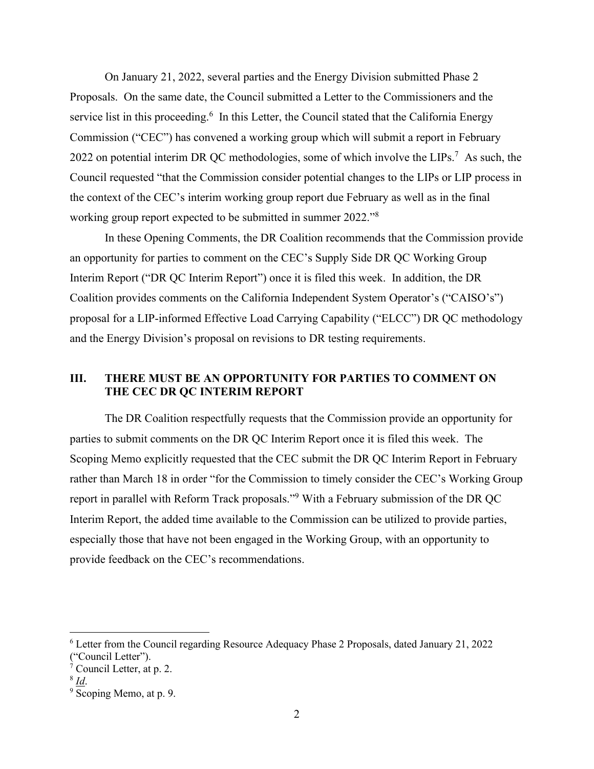On January 21, 2022, several parties and the Energy Division submitted Phase 2 Proposals. On the same date, the Council submitted a Letter to the Commissioners and the service list in this proceeding.[6] In this Letter, the Council stated that the California Energy Commission ("CEC") has convened a working group which will submit a report in February 2022 on potential interim DR QC methodologies, some of which involve the LIPs.[7] As such, the Council requested "that the Commission consider potential changes to the LIPs or LIP process in the context of the CEC's interim working group report due February as well as in the final working group report expected to be submitted in summer 2022."[8]

In these Opening Comments, the DR Coalition recommends that the Commission provide an opportunity for parties to comment on the CEC's Supply Side DR QC Working Group Interim Report ("DR QC Interim Report") once it is filed this week. In addition, the DR Coalition provides comments on the California Independent System Operator's ("CAISO's") proposal for a LIP-informed Effective Load Carrying Capability ("ELCC") DR QC methodology and the Energy Division's proposal on revisions to DR testing requirements.

## III. THERE MUST BE AN OPPORTUNITY FOR PARTIES TO COMMENT ON THE CEC DR QC INTERIM REPORT

The DR Coalition respectfully requests that the Commission provide an opportunity for parties to submit comments on the DR QC Interim Report once it is filed this week. The Scoping Memo explicitly requested that the CEC submit the DR QC Interim Report in February rather than March 18 in order "for the Commission to timely consider the CEC's Working Group report in parallel with Reform Track proposals."[9] With a February submission of the DR QC Interim Report, the added time available to the Commission can be utilized to provide parties, especially those that have not been engaged in the Working Group, with an opportunity to provide feedback on the CEC's recommendations.

---

[6] Letter from the Council regarding Resource Adequacy Phase 2 Proposals, dated January 21, 2022 ("Council Letter").

[7] Council Letter, at p. 2.

[8] *Id*.

[9] Scoping Memo, at p. 9.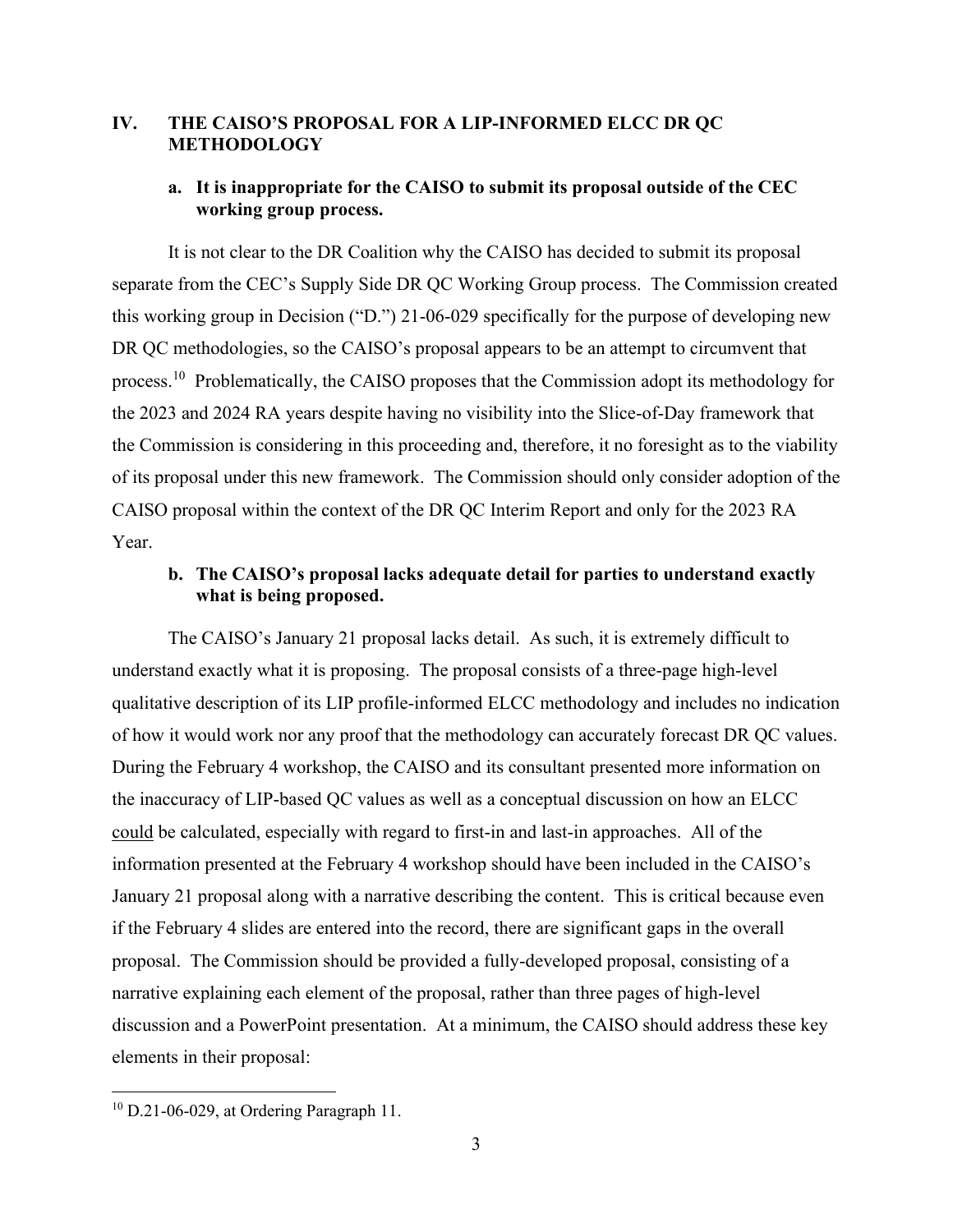## IV. THE CAISO'S PROPOSAL FOR A LIP-INFORMED ELCC DR QC METHODOLOGY

### a. It is inappropriate for the CAISO to submit its proposal outside of the CEC working group process.

It is not clear to the DR Coalition why the CAISO has decided to submit its proposal separate from the CEC's Supply Side DR QC Working Group process. The Commission created this working group in Decision ("D.") 21-06-029 specifically for the purpose of developing new DR QC methodologies, so the CAISO's proposal appears to be an attempt to circumvent that process.[10] Problematically, the CAISO proposes that the Commission adopt its methodology for the 2023 and 2024 RA years despite having no visibility into the Slice-of-Day framework that the Commission is considering in this proceeding and, therefore, it no foresight as to the viability of its proposal under this new framework. The Commission should only consider adoption of the CAISO proposal within the context of the DR QC Interim Report and only for the 2023 RA Year.

### b. The CAISO's proposal lacks adequate detail for parties to understand exactly what is being proposed.

The CAISO's January 21 proposal lacks detail. As such, it is extremely difficult to understand exactly what it is proposing. The proposal consists of a three-page high-level qualitative description of its LIP profile-informed ELCC methodology and includes no indication of how it would work nor any proof that the methodology can accurately forecast DR QC values. During the February 4 workshop, the CAISO and its consultant presented more information on the inaccuracy of LIP-based QC values as well as a conceptual discussion on how an ELCC <u>could</u> be calculated, especially with regard to first-in and last-in approaches. All of the information presented at the February 4 workshop should have been included in the CAISO's January 21 proposal along with a narrative describing the content. This is critical because even if the February 4 slides are entered into the record, there are significant gaps in the overall proposal. The Commission should be provided a fully-developed proposal, consisting of a narrative explaining each element of the proposal, rather than three pages of high-level discussion and a PowerPoint presentation. At a minimum, the CAISO should address these key elements in their proposal:

---

[10] D.21-06-029, at Ordering Paragraph 11.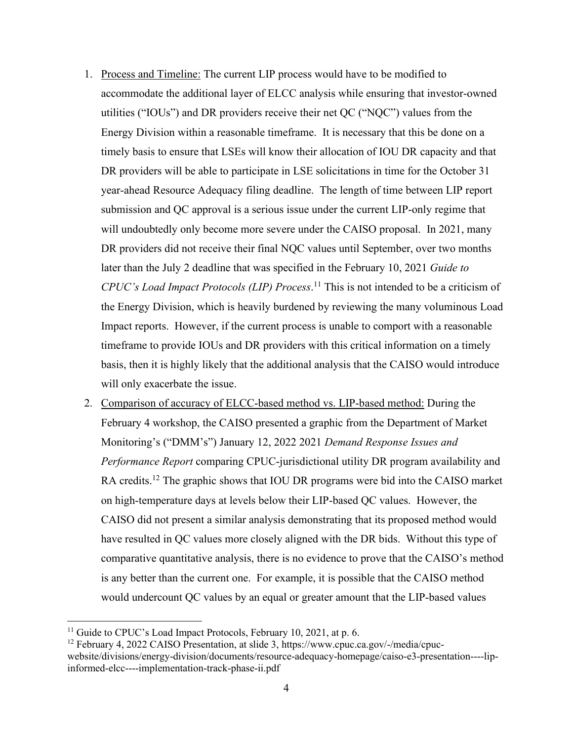1. Process and Timeline: The current LIP process would have to be modified to accommodate the additional layer of ELCC analysis while ensuring that investor-owned utilities ("IOUs") and DR providers receive their net QC ("NQC") values from the Energy Division within a reasonable timeframe. It is necessary that this be done on a timely basis to ensure that LSEs will know their allocation of IOU DR capacity and that DR providers will be able to participate in LSE solicitations in time for the October 31 year-ahead Resource Adequacy filing deadline. The length of time between LIP report submission and QC approval is a serious issue under the current LIP-only regime that will undoubtedly only become more severe under the CAISO proposal. In 2021, many DR providers did not receive their final NQC values until September, over two months later than the July 2 deadline that was specified in the February 10, 2021 *Guide to CPUC's Load Impact Protocols (LIP) Process*.[11] This is not intended to be a criticism of the Energy Division, which is heavily burdened by reviewing the many voluminous Load Impact reports. However, if the current process is unable to comport with a reasonable timeframe to provide IOUs and DR providers with this critical information on a timely basis, then it is highly likely that the additional analysis that the CAISO would introduce will only exacerbate the issue.

2. Comparison of accuracy of ELCC-based method vs. LIP-based method: During the February 4 workshop, the CAISO presented a graphic from the Department of Market Monitoring's ("DMM's") January 12, 2022 2021 *Demand Response Issues and Performance Report* comparing CPUC-jurisdictional utility DR program availability and RA credits.[12] The graphic shows that IOU DR programs were bid into the CAISO market on high-temperature days at levels below their LIP-based QC values. However, the CAISO did not present a similar analysis demonstrating that its proposed method would have resulted in QC values more closely aligned with the DR bids. Without this type of comparative quantitative analysis, there is no evidence to prove that the CAISO's method is any better than the current one. For example, it is possible that the CAISO method would undercount QC values by an equal or greater amount that the LIP-based values

---

[11] Guide to CPUC's Load Impact Protocols, February 10, 2021, at p. 6.

[12] February 4, 2022 CAISO Presentation, at slide 3, https://www.cpuc.ca.gov/-/media/cpuc-website/divisions/energy-division/documents/resource-adequacy-homepage/caiso-e3-presentation----lip-informed-elcc----implementation-track-phase-ii.pdf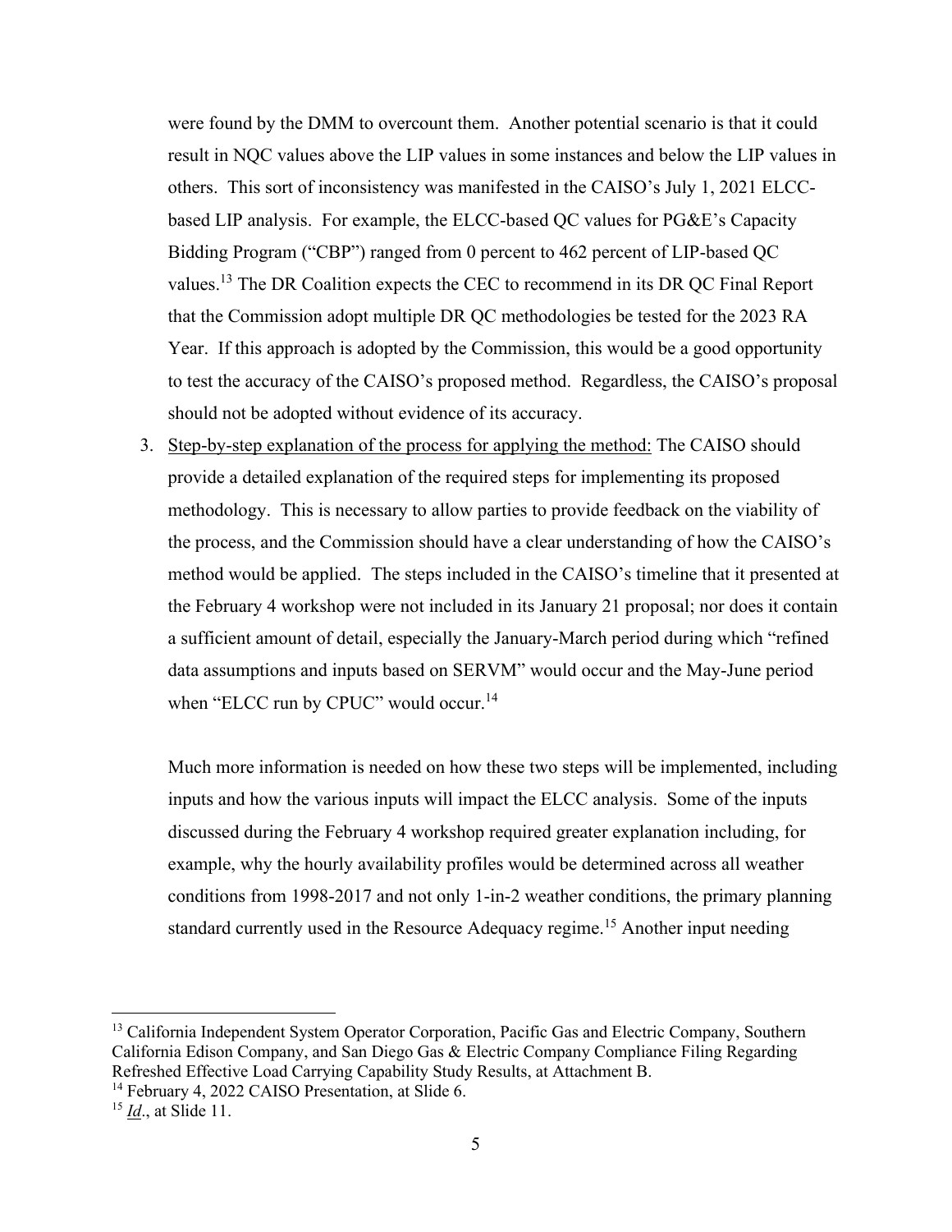were found by the DMM to overcount them. Another potential scenario is that it could result in NQC values above the LIP values in some instances and below the LIP values in others. This sort of inconsistency was manifested in the CAISO's July 1, 2021 ELCC-based LIP analysis. For example, the ELCC-based QC values for PG&E's Capacity Bidding Program ("CBP") ranged from 0 percent to 462 percent of LIP-based QC values.[13] The DR Coalition expects the CEC to recommend in its DR QC Final Report that the Commission adopt multiple DR QC methodologies be tested for the 2023 RA Year. If this approach is adopted by the Commission, this would be a good opportunity to test the accuracy of the CAISO's proposed method. Regardless, the CAISO's proposal should not be adopted without evidence of its accuracy.

3. Step-by-step explanation of the process for applying the method: The CAISO should provide a detailed explanation of the required steps for implementing its proposed methodology. This is necessary to allow parties to provide feedback on the viability of the process, and the Commission should have a clear understanding of how the CAISO's method would be applied. The steps included in the CAISO's timeline that it presented at the February 4 workshop were not included in its January 21 proposal; nor does it contain a sufficient amount of detail, especially the January-March period during which "refined data assumptions and inputs based on SERVM" would occur and the May-June period when "ELCC run by CPUC" would occur.[14]

   Much more information is needed on how these two steps will be implemented, including inputs and how the various inputs will impact the ELCC analysis. Some of the inputs discussed during the February 4 workshop required greater explanation including, for example, why the hourly availability profiles would be determined across all weather conditions from 1998-2017 and not only 1-in-2 weather conditions, the primary planning standard currently used in the Resource Adequacy regime.[15] Another input needing

---

[13] California Independent System Operator Corporation, Pacific Gas and Electric Company, Southern California Edison Company, and San Diego Gas & Electric Company Compliance Filing Regarding Refreshed Effective Load Carrying Capability Study Results, at Attachment B.

[14] February 4, 2022 CAISO Presentation, at Slide 6.

[15] *Id*., at Slide 11.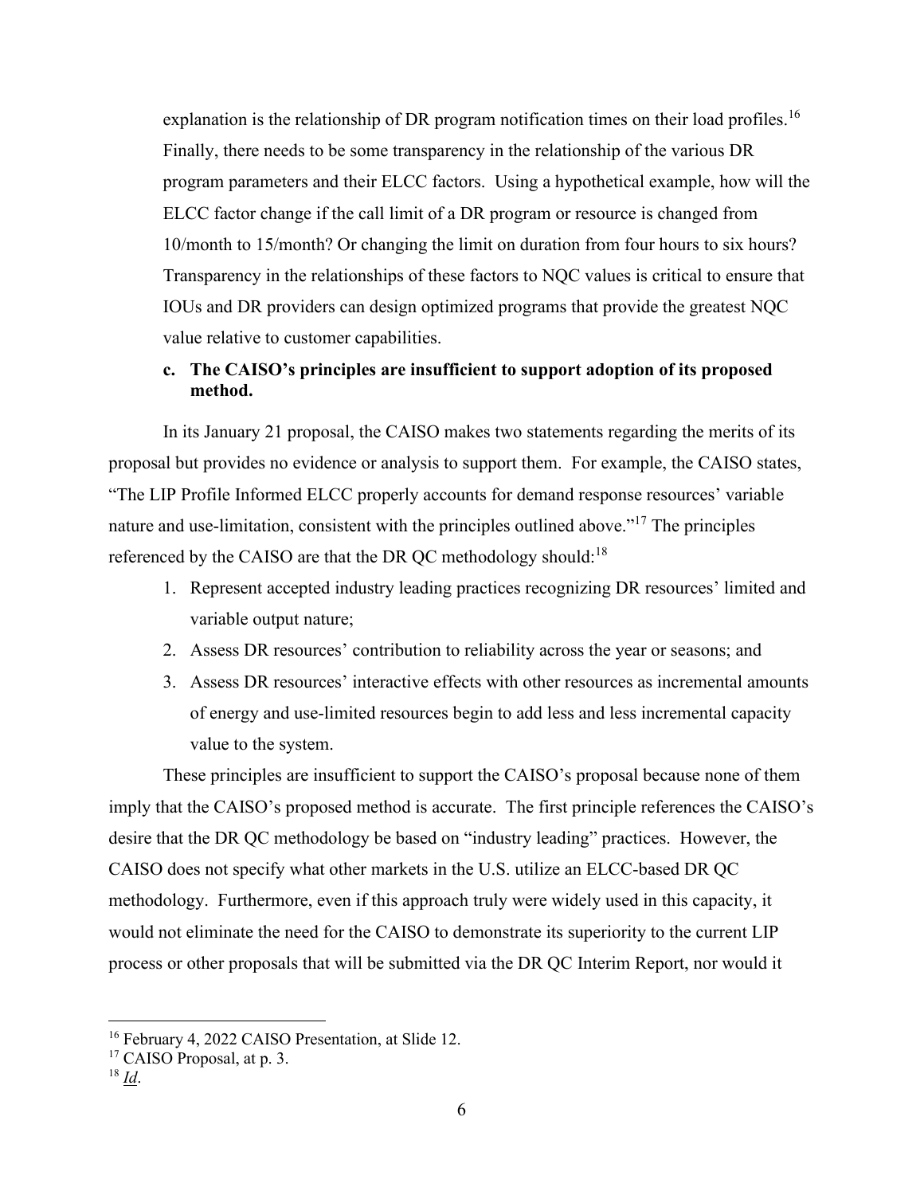explanation is the relationship of DR program notification times on their load profiles.[16] Finally, there needs to be some transparency in the relationship of the various DR program parameters and their ELCC factors. Using a hypothetical example, how will the ELCC factor change if the call limit of a DR program or resource is changed from 10/month to 15/month? Or changing the limit on duration from four hours to six hours? Transparency in the relationships of these factors to NQC values is critical to ensure that IOUs and DR providers can design optimized programs that provide the greatest NQC value relative to customer capabilities.

**c. The CAISO's principles are insufficient to support adoption of its proposed method.**

In its January 21 proposal, the CAISO makes two statements regarding the merits of its proposal but provides no evidence or analysis to support them. For example, the CAISO states, "The LIP Profile Informed ELCC properly accounts for demand response resources' variable nature and use-limitation, consistent with the principles outlined above."[17] The principles referenced by the CAISO are that the DR QC methodology should:[18]

1. Represent accepted industry leading practices recognizing DR resources' limited and variable output nature;
2. Assess DR resources' contribution to reliability across the year or seasons; and
3. Assess DR resources' interactive effects with other resources as incremental amounts of energy and use-limited resources begin to add less and less incremental capacity value to the system.

These principles are insufficient to support the CAISO's proposal because none of them imply that the CAISO's proposed method is accurate. The first principle references the CAISO's desire that the DR QC methodology be based on "industry leading" practices. However, the CAISO does not specify what other markets in the U.S. utilize an ELCC-based DR QC methodology. Furthermore, even if this approach truly were widely used in this capacity, it would not eliminate the need for the CAISO to demonstrate its superiority to the current LIP process or other proposals that will be submitted via the DR QC Interim Report, nor would it

---

[16] February 4, 2022 CAISO Presentation, at Slide 12.

[17] CAISO Proposal, at p. 3.

[18] *Id*.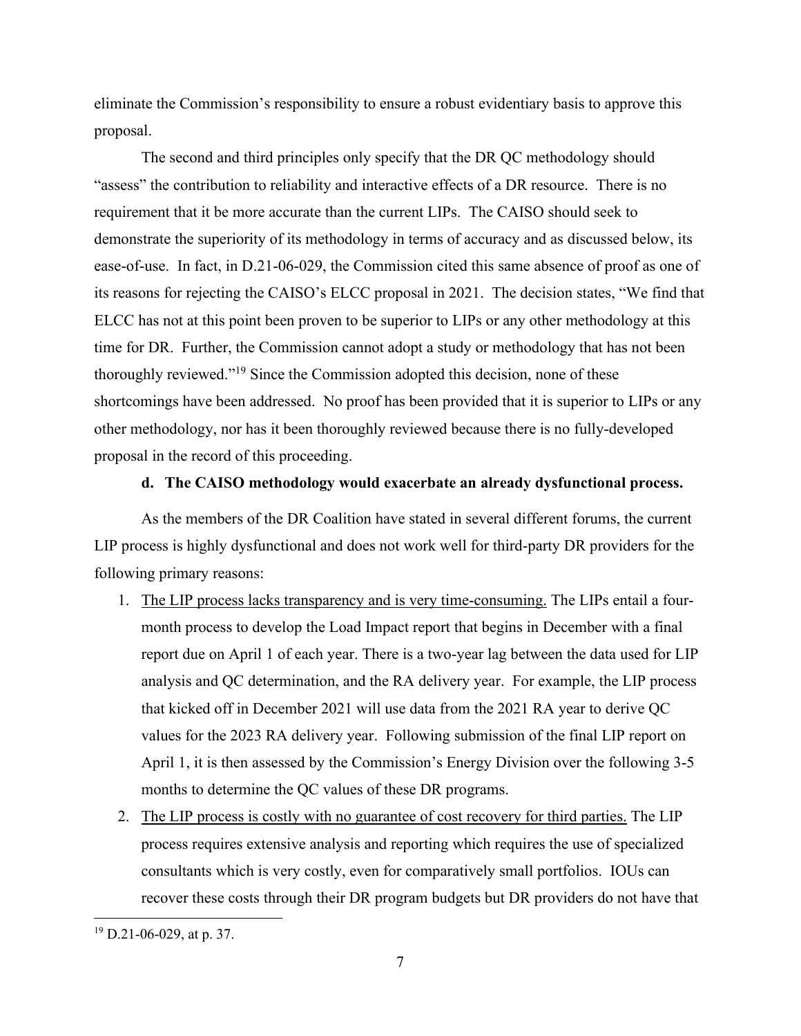eliminate the Commission's responsibility to ensure a robust evidentiary basis to approve this proposal.

The second and third principles only specify that the DR QC methodology should "assess" the contribution to reliability and interactive effects of a DR resource. There is no requirement that it be more accurate than the current LIPs. The CAISO should seek to demonstrate the superiority of its methodology in terms of accuracy and as discussed below, its ease-of-use. In fact, in D.21-06-029, the Commission cited this same absence of proof as one of its reasons for rejecting the CAISO's ELCC proposal in 2021. The decision states, "We find that ELCC has not at this point been proven to be superior to LIPs or any other methodology at this time for DR. Further, the Commission cannot adopt a study or methodology that has not been thoroughly reviewed."[19] Since the Commission adopted this decision, none of these shortcomings have been addressed. No proof has been provided that it is superior to LIPs or any other methodology, nor has it been thoroughly reviewed because there is no fully-developed proposal in the record of this proceeding.

**d. The CAISO methodology would exacerbate an already dysfunctional process.**

As the members of the DR Coalition have stated in several different forums, the current LIP process is highly dysfunctional and does not work well for third-party DR providers for the following primary reasons:

1. <u>The LIP process lacks transparency and is very time-consuming.</u> The LIPs entail a four-month process to develop the Load Impact report that begins in December with a final report due on April 1 of each year. There is a two-year lag between the data used for LIP analysis and QC determination, and the RA delivery year. For example, the LIP process that kicked off in December 2021 will use data from the 2021 RA year to derive QC values for the 2023 RA delivery year. Following submission of the final LIP report on April 1, it is then assessed by the Commission's Energy Division over the following 3-5 months to determine the QC values of these DR programs.
2. <u>The LIP process is costly with no guarantee of cost recovery for third parties.</u> The LIP process requires extensive analysis and reporting which requires the use of specialized consultants which is very costly, even for comparatively small portfolios. IOUs can recover these costs through their DR program budgets but DR providers do not have that

[19] D.21-06-029, at p. 37.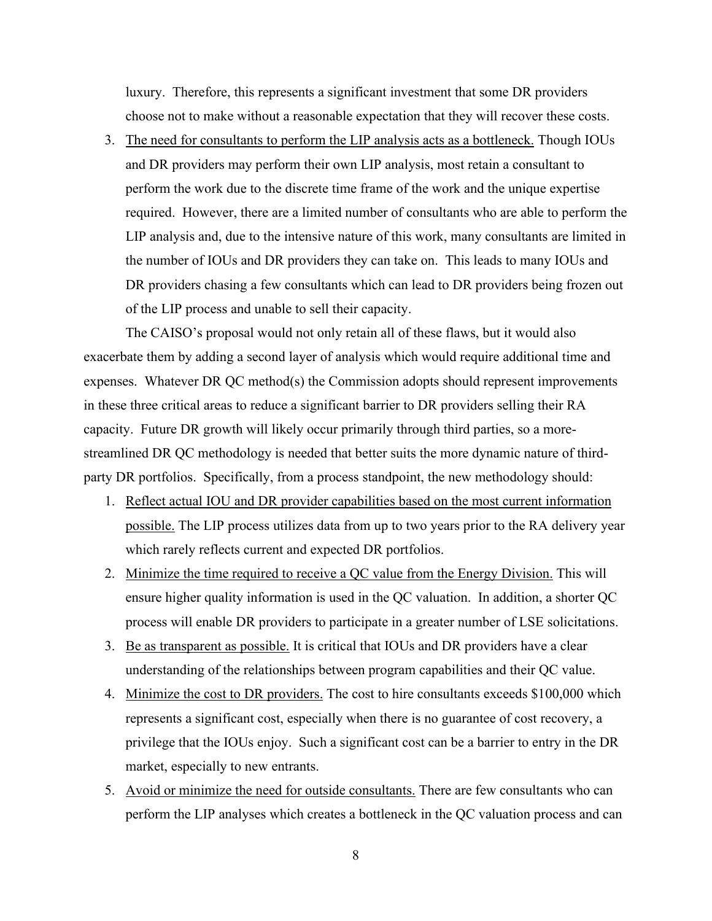luxury. Therefore, this represents a significant investment that some DR providers choose not to make without a reasonable expectation that they will recover these costs.

3. The need for consultants to perform the LIP analysis acts as a bottleneck. Though IOUs and DR providers may perform their own LIP analysis, most retain a consultant to perform the work due to the discrete time frame of the work and the unique expertise required. However, there are a limited number of consultants who are able to perform the LIP analysis and, due to the intensive nature of this work, many consultants are limited in the number of IOUs and DR providers they can take on. This leads to many IOUs and DR providers chasing a few consultants which can lead to DR providers being frozen out of the LIP process and unable to sell their capacity.

The CAISO's proposal would not only retain all of these flaws, but it would also exacerbate them by adding a second layer of analysis which would require additional time and expenses. Whatever DR QC method(s) the Commission adopts should represent improvements in these three critical areas to reduce a significant barrier to DR providers selling their RA capacity. Future DR growth will likely occur primarily through third parties, so a more-streamlined DR QC methodology is needed that better suits the more dynamic nature of third-party DR portfolios. Specifically, from a process standpoint, the new methodology should:

1. Reflect actual IOU and DR provider capabilities based on the most current information possible. The LIP process utilizes data from up to two years prior to the RA delivery year which rarely reflects current and expected DR portfolios.
2. Minimize the time required to receive a QC value from the Energy Division. This will ensure higher quality information is used in the QC valuation. In addition, a shorter QC process will enable DR providers to participate in a greater number of LSE solicitations.
3. Be as transparent as possible. It is critical that IOUs and DR providers have a clear understanding of the relationships between program capabilities and their QC value.
4. Minimize the cost to DR providers. The cost to hire consultants exceeds $100,000 which represents a significant cost, especially when there is no guarantee of cost recovery, a privilege that the IOUs enjoy. Such a significant cost can be a barrier to entry in the DR market, especially to new entrants.
5. Avoid or minimize the need for outside consultants. There are few consultants who can perform the LIP analyses which creates a bottleneck in the QC valuation process and can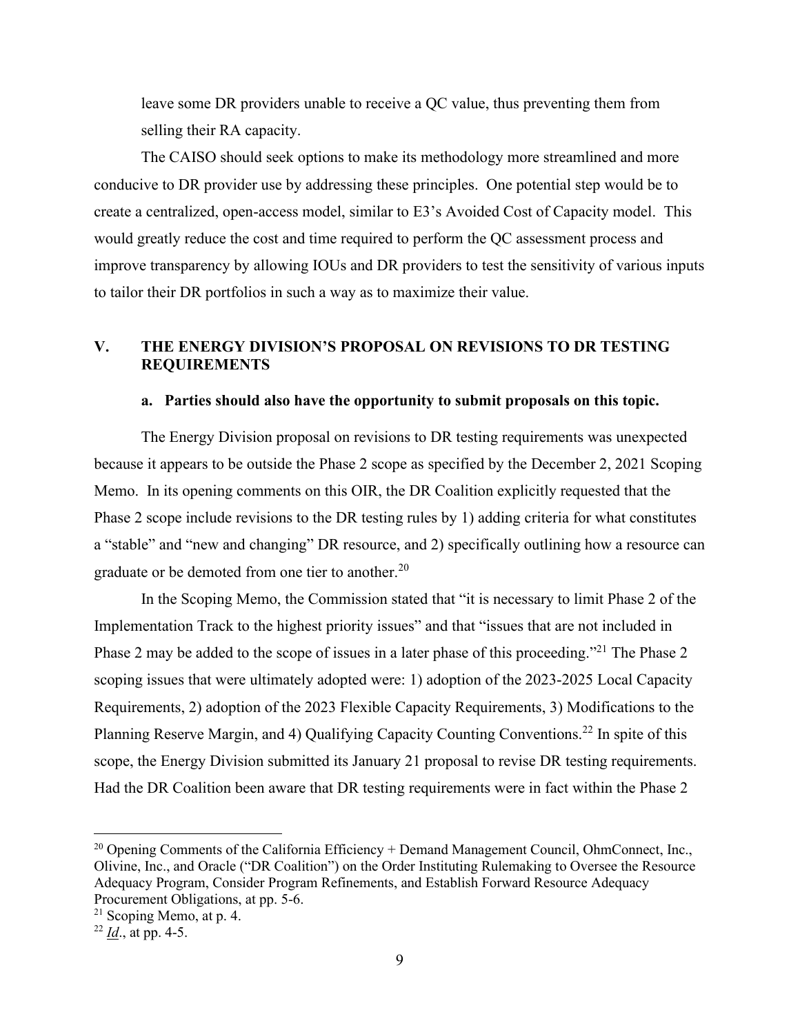leave some DR providers unable to receive a QC value, thus preventing them from selling their RA capacity.

The CAISO should seek options to make its methodology more streamlined and more conducive to DR provider use by addressing these principles. One potential step would be to create a centralized, open-access model, similar to E3's Avoided Cost of Capacity model. This would greatly reduce the cost and time required to perform the QC assessment process and improve transparency by allowing IOUs and DR providers to test the sensitivity of various inputs to tailor their DR portfolios in such a way as to maximize their value.

## V. THE ENERGY DIVISION'S PROPOSAL ON REVISIONS TO DR TESTING REQUIREMENTS

### a. Parties should also have the opportunity to submit proposals on this topic.

The Energy Division proposal on revisions to DR testing requirements was unexpected because it appears to be outside the Phase 2 scope as specified by the December 2, 2021 Scoping Memo. In its opening comments on this OIR, the DR Coalition explicitly requested that the Phase 2 scope include revisions to the DR testing rules by 1) adding criteria for what constitutes a "stable" and "new and changing" DR resource, and 2) specifically outlining how a resource can graduate or be demoted from one tier to another.[20]

In the Scoping Memo, the Commission stated that "it is necessary to limit Phase 2 of the Implementation Track to the highest priority issues" and that "issues that are not included in Phase 2 may be added to the scope of issues in a later phase of this proceeding."[21] The Phase 2 scoping issues that were ultimately adopted were: 1) adoption of the 2023-2025 Local Capacity Requirements, 2) adoption of the 2023 Flexible Capacity Requirements, 3) Modifications to the Planning Reserve Margin, and 4) Qualifying Capacity Counting Conventions.[22] In spite of this scope, the Energy Division submitted its January 21 proposal to revise DR testing requirements. Had the DR Coalition been aware that DR testing requirements were in fact within the Phase 2

---

[20] Opening Comments of the California Efficiency + Demand Management Council, OhmConnect, Inc., Olivine, Inc., and Oracle ("DR Coalition") on the Order Instituting Rulemaking to Oversee the Resource Adequacy Program, Consider Program Refinements, and Establish Forward Resource Adequacy Procurement Obligations, at pp. 5-6.

[21] Scoping Memo, at p. 4.

[22] *Id*., at pp. 4-5.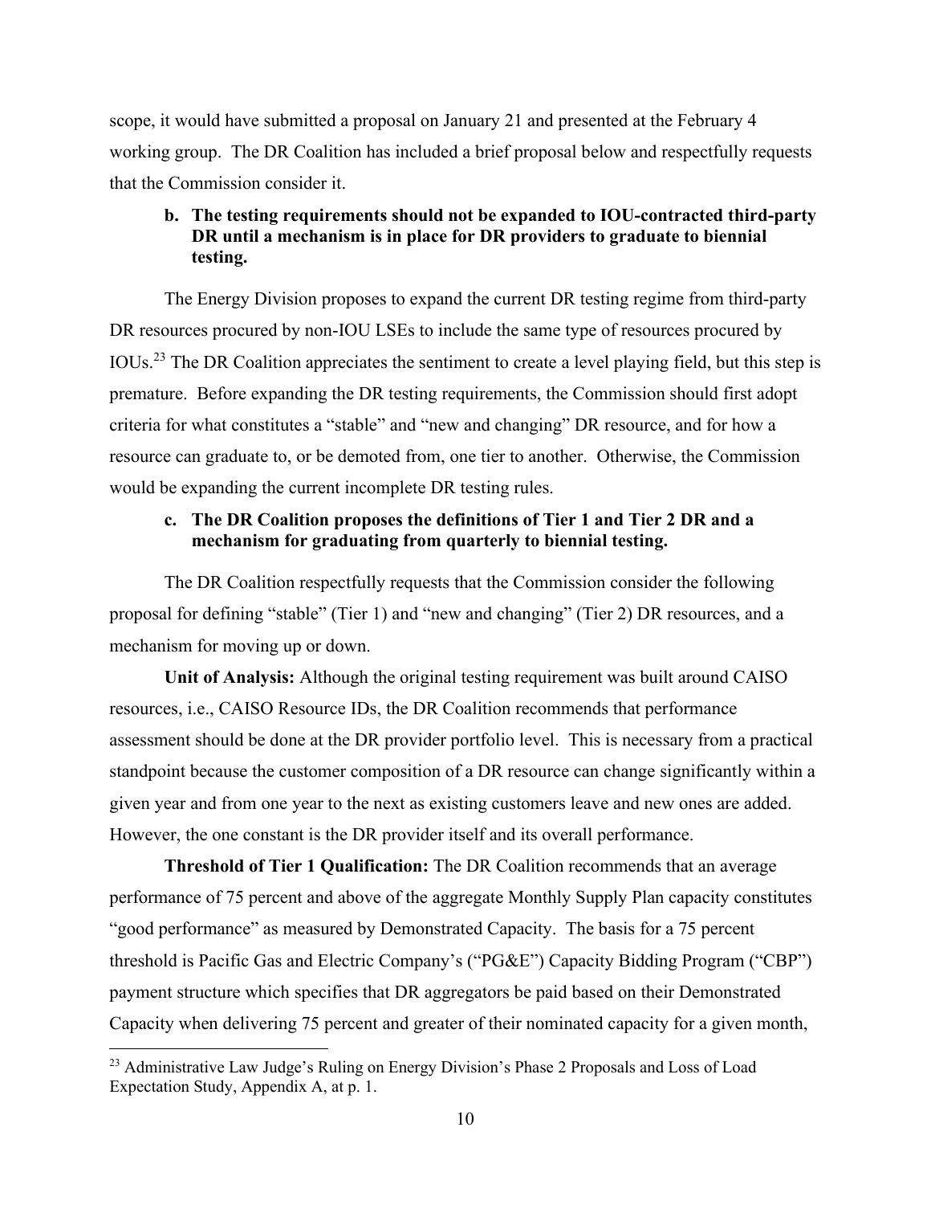scope, it would have submitted a proposal on January 21 and presented at the February 4 working group. The DR Coalition has included a brief proposal below and respectfully requests that the Commission consider it.

**b. The testing requirements should not be expanded to IOU-contracted third-party DR until a mechanism is in place for DR providers to graduate to biennial testing.**

The Energy Division proposes to expand the current DR testing regime from third-party DR resources procured by non-IOU LSEs to include the same type of resources procured by IOUs.[23] The DR Coalition appreciates the sentiment to create a level playing field, but this step is premature. Before expanding the DR testing requirements, the Commission should first adopt criteria for what constitutes a "stable" and "new and changing" DR resource, and for how a resource can graduate to, or be demoted from, one tier to another. Otherwise, the Commission would be expanding the current incomplete DR testing rules.

**c. The DR Coalition proposes the definitions of Tier 1 and Tier 2 DR and a mechanism for graduating from quarterly to biennial testing.**

The DR Coalition respectfully requests that the Commission consider the following proposal for defining "stable" (Tier 1) and "new and changing" (Tier 2) DR resources, and a mechanism for moving up or down.

**Unit of Analysis:** Although the original testing requirement was built around CAISO resources, i.e., CAISO Resource IDs, the DR Coalition recommends that performance assessment should be done at the DR provider portfolio level. This is necessary from a practical standpoint because the customer composition of a DR resource can change significantly within a given year and from one year to the next as existing customers leave and new ones are added. However, the one constant is the DR provider itself and its overall performance.

**Threshold of Tier 1 Qualification:** The DR Coalition recommends that an average performance of 75 percent and above of the aggregate Monthly Supply Plan capacity constitutes "good performance" as measured by Demonstrated Capacity. The basis for a 75 percent threshold is Pacific Gas and Electric Company's ("PG&E") Capacity Bidding Program ("CBP") payment structure which specifies that DR aggregators be paid based on their Demonstrated Capacity when delivering 75 percent and greater of their nominated capacity for a given month,

[23] Administrative Law Judge's Ruling on Energy Division's Phase 2 Proposals and Loss of Load Expectation Study, Appendix A, at p. 1.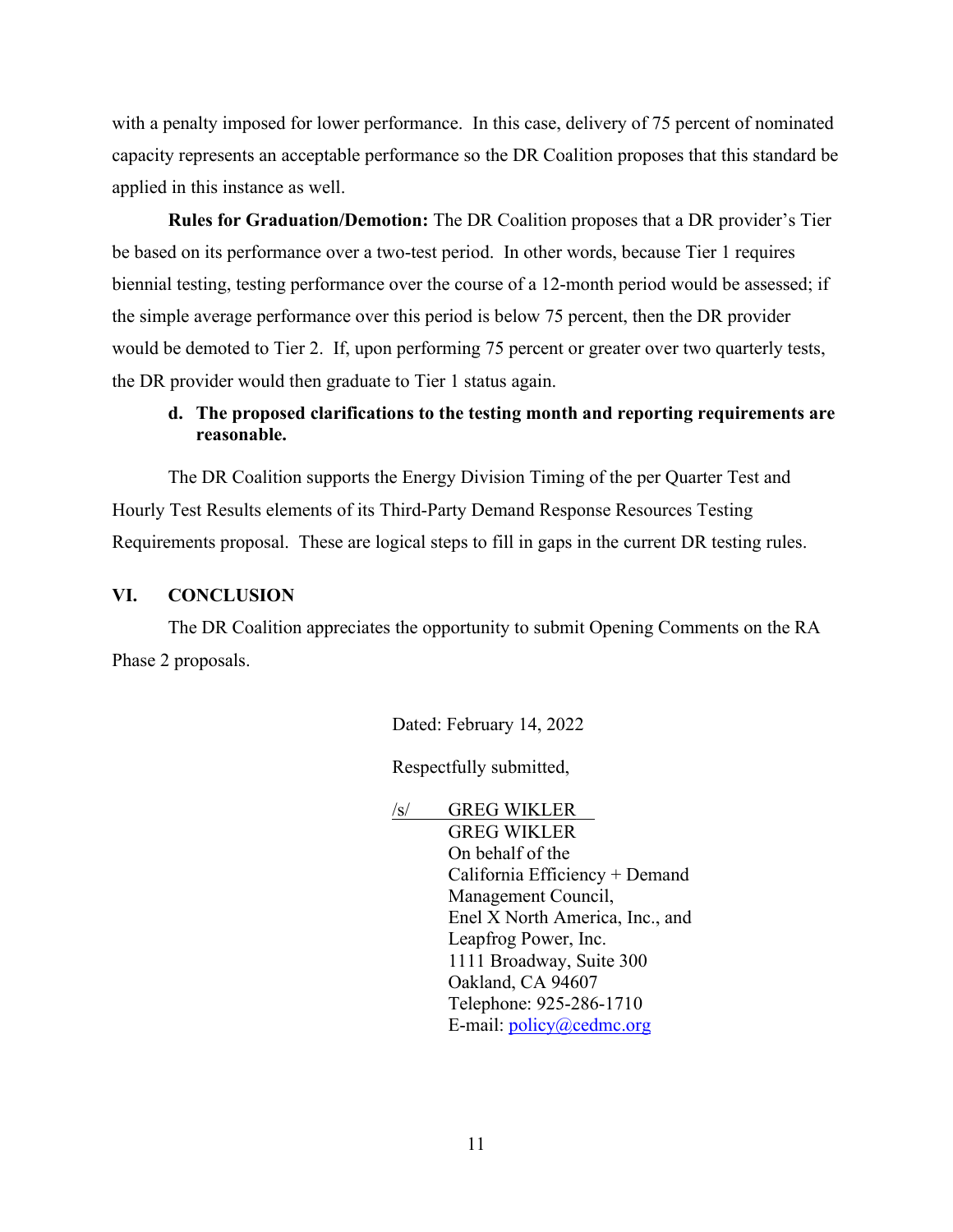with a penalty imposed for lower performance. In this case, delivery of 75 percent of nominated capacity represents an acceptable performance so the DR Coalition proposes that this standard be applied in this instance as well.

**Rules for Graduation/Demotion:** The DR Coalition proposes that a DR provider's Tier be based on its performance over a two-test period. In other words, because Tier 1 requires biennial testing, testing performance over the course of a 12-month period would be assessed; if the simple average performance over this period is below 75 percent, then the DR provider would be demoted to Tier 2. If, upon performing 75 percent or greater over two quarterly tests, the DR provider would then graduate to Tier 1 status again.

**d. The proposed clarifications to the testing month and reporting requirements are reasonable.**

The DR Coalition supports the Energy Division Timing of the per Quarter Test and Hourly Test Results elements of its Third-Party Demand Response Resources Testing Requirements proposal. These are logical steps to fill in gaps in the current DR testing rules.

## VI. CONCLUSION

The DR Coalition appreciates the opportunity to submit Opening Comments on the RA Phase 2 proposals.

Dated: February 14, 2022

Respectfully submitted,

/s/ GREG WIKLER

GREG WIKLER
On behalf of the
California Efficiency + Demand
Management Council,
Enel X North America, Inc., and
Leapfrog Power, Inc.
1111 Broadway, Suite 300
Oakland, CA 94607
Telephone: 925-286-1710
E-mail: policy@cedmc.org